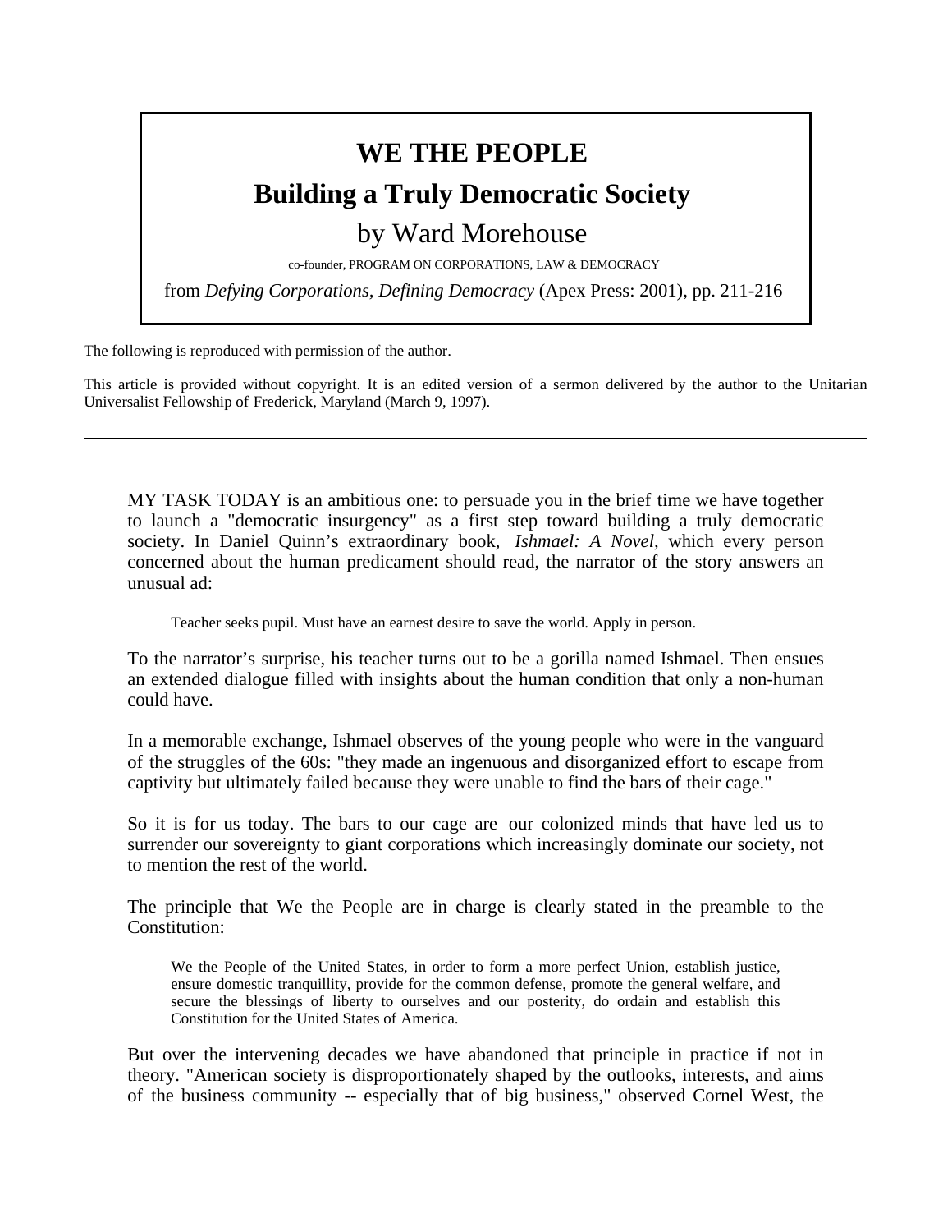# WE THE PEOPLE

## Building a Truly Democratic Society

by Ward Morehouse

co-founder, PROGRAM ON CORPORATIONS, LAW & DEMOCRACY

from *Defying Corporations, Defining Democracy* (Apex Press: 2001), pp. 211-216

The following is reproduced with permission of the author.

This article is provided without copyright. It is an edited version of a sermon delivered by the author to the Unitarian Universalist Fellowship of Frederick, Maryland (March 9, 1997).

---

MY TASK TODAY is an ambitious one: to persuade you in the brief time we have together to launch a "democratic insurgency" as a first step toward building a truly democratic society. In Daniel Quinn's extraordinary book, *Ishmael: A Novel,* which every person concerned about the human predicament should read, the narrator of the story answers an unusual ad:

> Teacher seeks pupil. Must have an earnest desire to save the world. Apply in person.

To the narrator's surprise, his teacher turns out to be a gorilla named Ishmael. Then ensues an extended dialogue filled with insights about the human condition that only a non-human could have.

In a memorable exchange, Ishmael observes of the young people who were in the vanguard of the struggles of the 60s: "they made an ingenuous and disorganized effort to escape from captivity but ultimately failed because they were unable to find the bars of their cage."

So it is for us today. The bars to our cage are our colonized minds that have led us to surrender our sovereignty to giant corporations which increasingly dominate our society, not to mention the rest of the world.

The principle that We the People are in charge is clearly stated in the preamble to the Constitution:

> We the People of the United States, in order to form a more perfect Union, establish justice, ensure domestic tranquillity, provide for the common defense, promote the general welfare, and secure the blessings of liberty to ourselves and our posterity, do ordain and establish this Constitution for the United States of America.

But over the intervening decades we have abandoned that principle in practice if not in theory. "American society is disproportionately shaped by the outlooks, interests, and aims of the business community -- especially that of big business," observed Cornel West, the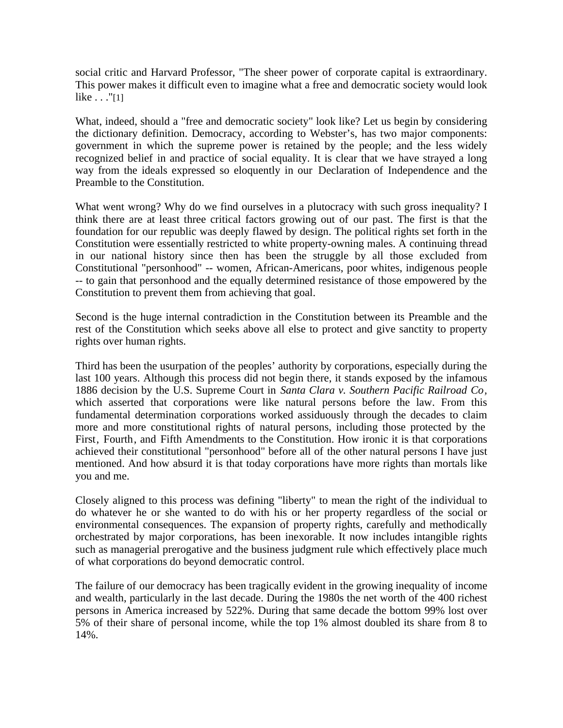social critic and Harvard Professor, "The sheer power of corporate capital is extraordinary. This power makes it difficult even to imagine what a free and democratic society would look like . . ."[1]

What, indeed, should a "free and democratic society" look like? Let us begin by considering the dictionary definition. Democracy, according to Webster's, has two major components: government in which the supreme power is retained by the people; and the less widely recognized belief in and practice of social equality. It is clear that we have strayed a long way from the ideals expressed so eloquently in our Declaration of Independence and the Preamble to the Constitution.

What went wrong? Why do we find ourselves in a plutocracy with such gross inequality? I think there are at least three critical factors growing out of our past. The first is that the foundation for our republic was deeply flawed by design. The political rights set forth in the Constitution were essentially restricted to white property-owning males. A continuing thread in our national history since then has been the struggle by all those excluded from Constitutional "personhood" -- women, African-Americans, poor whites, indigenous people -- to gain that personhood and the equally determined resistance of those empowered by the Constitution to prevent them from achieving that goal.

Second is the huge internal contradiction in the Constitution between its Preamble and the rest of the Constitution which seeks above all else to protect and give sanctity to property rights over human rights.

Third has been the usurpation of the peoples' authority by corporations, especially during the last 100 years. Although this process did not begin there, it stands exposed by the infamous 1886 decision by the U.S. Supreme Court in *Santa Clara v. Southern Pacific Railroad Co*, which asserted that corporations were like natural persons before the law. From this fundamental determination corporations worked assiduously through the decades to claim more and more constitutional rights of natural persons, including those protected by the First, Fourth, and Fifth Amendments to the Constitution. How ironic it is that corporations achieved their constitutional "personhood" before all of the other natural persons I have just mentioned. And how absurd it is that today corporations have more rights than mortals like you and me.

Closely aligned to this process was defining "liberty" to mean the right of the individual to do whatever he or she wanted to do with his or her property regardless of the social or environmental consequences. The expansion of property rights, carefully and methodically orchestrated by major corporations, has been inexorable. It now includes intangible rights such as managerial prerogative and the business judgment rule which effectively place much of what corporations do beyond democratic control.

The failure of our democracy has been tragically evident in the growing inequality of income and wealth, particularly in the last decade. During the 1980s the net worth of the 400 richest persons in America increased by 522%. During that same decade the bottom 99% lost over 5% of their share of personal income, while the top 1% almost doubled its share from 8 to 14%.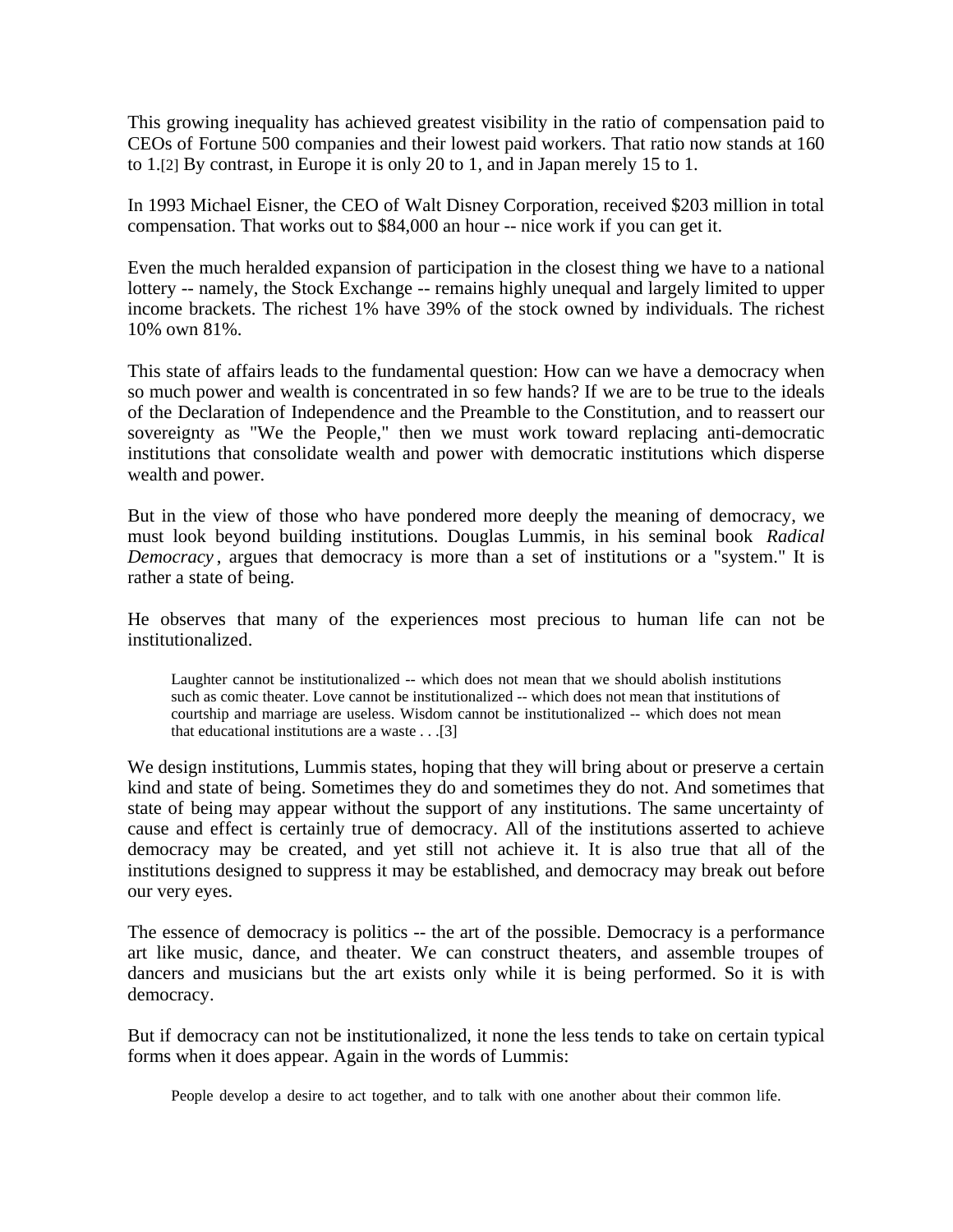This growing inequality has achieved greatest visibility in the ratio of compensation paid to CEOs of Fortune 500 companies and their lowest paid workers. That ratio now stands at 160 to 1.[2] By contrast, in Europe it is only 20 to 1, and in Japan merely 15 to 1.

In 1993 Michael Eisner, the CEO of Walt Disney Corporation, received $203 million in total compensation. That works out to $84,000 an hour -- nice work if you can get it.

Even the much heralded expansion of participation in the closest thing we have to a national lottery -- namely, the Stock Exchange -- remains highly unequal and largely limited to upper income brackets. The richest 1% have 39% of the stock owned by individuals. The richest 10% own 81%.

This state of affairs leads to the fundamental question: How can we have a democracy when so much power and wealth is concentrated in so few hands? If we are to be true to the ideals of the Declaration of Independence and the Preamble to the Constitution, and to reassert our sovereignty as "We the People," then we must work toward replacing anti-democratic institutions that consolidate wealth and power with democratic institutions which disperse wealth and power.

But in the view of those who have pondered more deeply the meaning of democracy, we must look beyond building institutions. Douglas Lummis, in his seminal book *Radical Democracy*, argues that democracy is more than a set of institutions or a "system." It is rather a state of being.

He observes that many of the experiences most precious to human life can not be institutionalized.

> Laughter cannot be institutionalized -- which does not mean that we should abolish institutions such as comic theater. Love cannot be institutionalized -- which does not mean that institutions of courtship and marriage are useless. Wisdom cannot be institutionalized -- which does not mean that educational institutions are a waste . . .[3]

We design institutions, Lummis states, hoping that they will bring about or preserve a certain kind and state of being. Sometimes they do and sometimes they do not. And sometimes that state of being may appear without the support of any institutions. The same uncertainty of cause and effect is certainly true of democracy. All of the institutions asserted to achieve democracy may be created, and yet still not achieve it. It is also true that all of the institutions designed to suppress it may be established, and democracy may break out before our very eyes.

The essence of democracy is politics -- the art of the possible. Democracy is a performance art like music, dance, and theater. We can construct theaters, and assemble troupes of dancers and musicians but the art exists only while it is being performed. So it is with democracy.

But if democracy can not be institutionalized, it none the less tends to take on certain typical forms when it does appear. Again in the words of Lummis:

> People develop a desire to act together, and to talk with one another about their common life.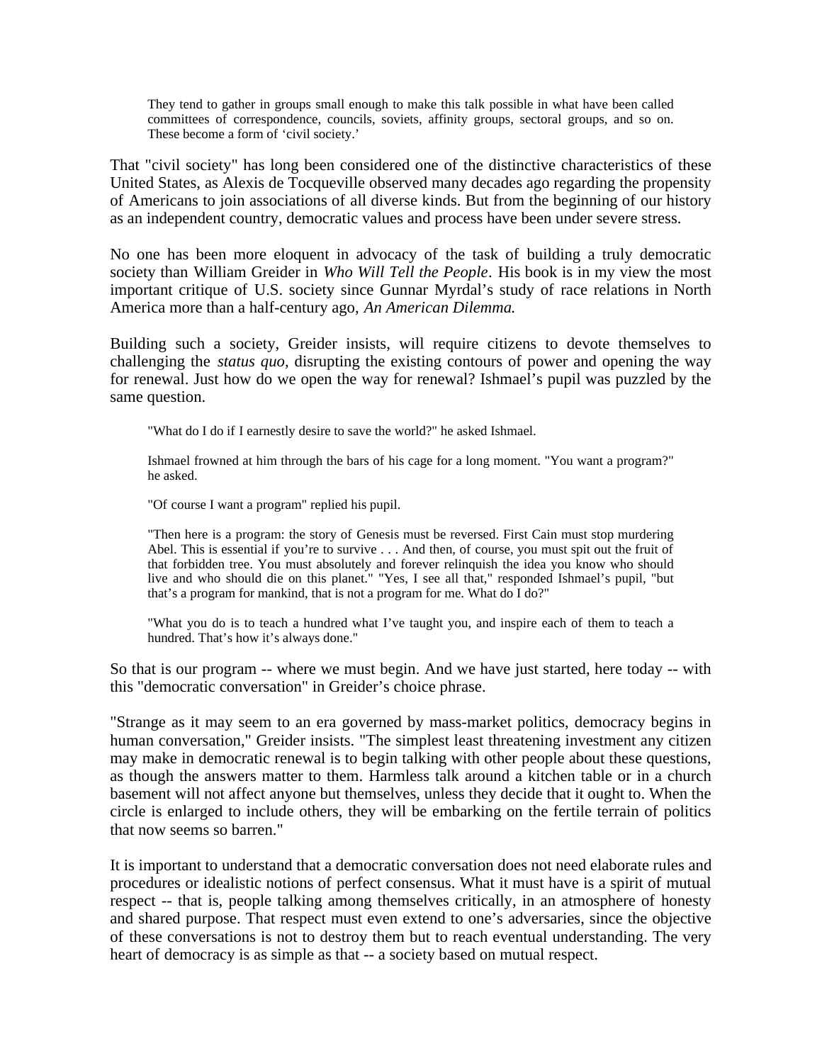> They tend to gather in groups small enough to make this talk possible in what have been called committees of correspondence, councils, soviets, affinity groups, sectoral groups, and so on. These become a form of 'civil society.'

That "civil society" has long been considered one of the distinctive characteristics of these United States, as Alexis de Tocqueville observed many decades ago regarding the propensity of Americans to join associations of all diverse kinds. But from the beginning of our history as an independent country, democratic values and process have been under severe stress.

No one has been more eloquent in advocacy of the task of building a truly democratic society than William Greider in *Who Will Tell the People*. His book is in my view the most important critique of U.S. society since Gunnar Myrdal's study of race relations in North America more than a half-century ago, *An American Dilemma.*

Building such a society, Greider insists, will require citizens to devote themselves to challenging the *status quo*, disrupting the existing contours of power and opening the way for renewal. Just how do we open the way for renewal? Ishmael's pupil was puzzled by the same question.

> "What do I do if I earnestly desire to save the world?" he asked Ishmael.
>
> Ishmael frowned at him through the bars of his cage for a long moment. "You want a program?" he asked.
>
> "Of course I want a program" replied his pupil.
>
> "Then here is a program: the story of Genesis must be reversed. First Cain must stop murdering Abel. This is essential if you're to survive . . . And then, of course, you must spit out the fruit of that forbidden tree. You must absolutely and forever relinquish the idea you know who should live and who should die on this planet." "Yes, I see all that," responded Ishmael's pupil, "but that's a program for mankind, that is not a program for me. What do I do?"
>
> "What you do is to teach a hundred what I've taught you, and inspire each of them to teach a hundred. That's how it's always done."

So that is our program -- where we must begin. And we have just started, here today -- with this "democratic conversation" in Greider's choice phrase.

"Strange as it may seem to an era governed by mass-market politics, democracy begins in human conversation," Greider insists. "The simplest least threatening investment any citizen may make in democratic renewal is to begin talking with other people about these questions, as though the answers matter to them. Harmless talk around a kitchen table or in a church basement will not affect anyone but themselves, unless they decide that it ought to. When the circle is enlarged to include others, they will be embarking on the fertile terrain of politics that now seems so barren."

It is important to understand that a democratic conversation does not need elaborate rules and procedures or idealistic notions of perfect consensus. What it must have is a spirit of mutual respect -- that is, people talking among themselves critically, in an atmosphere of honesty and shared purpose. That respect must even extend to one's adversaries, since the objective of these conversations is not to destroy them but to reach eventual understanding. The very heart of democracy is as simple as that -- a society based on mutual respect.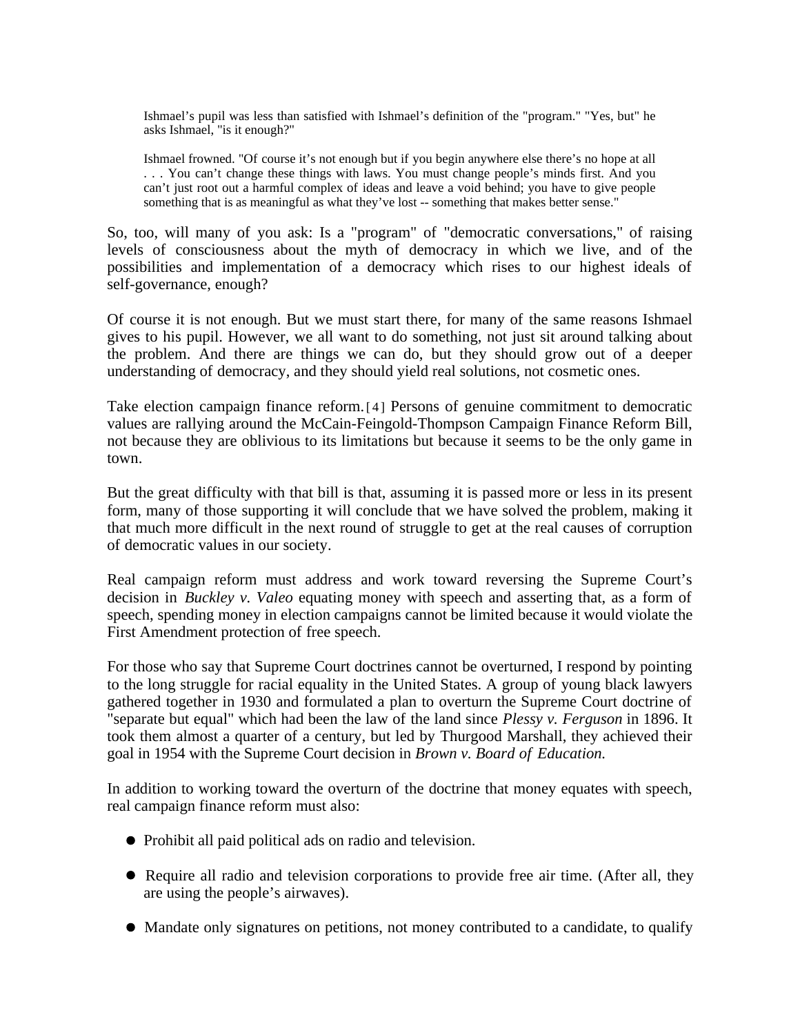> Ishmael's pupil was less than satisfied with Ishmael's definition of the "program." "Yes, but" he asks Ishmael, "is it enough?"
>
> Ishmael frowned. "Of course it's not enough but if you begin anywhere else there's no hope at all . . . You can't change these things with laws. You must change people's minds first. And you can't just root out a harmful complex of ideas and leave a void behind; you have to give people something that is as meaningful as what they've lost -- something that makes better sense."

So, too, will many of you ask: Is a "program" of "democratic conversations," of raising levels of consciousness about the myth of democracy in which we live, and of the possibilities and implementation of a democracy which rises to our highest ideals of self-governance, enough?

Of course it is not enough. But we must start there, for many of the same reasons Ishmael gives to his pupil. However, we all want to do something, not just sit around talking about the problem. And there are things we can do, but they should grow out of a deeper understanding of democracy, and they should yield real solutions, not cosmetic ones.

Take election campaign finance reform.[4] Persons of genuine commitment to democratic values are rallying around the McCain-Feingold-Thompson Campaign Finance Reform Bill, not because they are oblivious to its limitations but because it seems to be the only game in town.

But the great difficulty with that bill is that, assuming it is passed more or less in its present form, many of those supporting it will conclude that we have solved the problem, making it that much more difficult in the next round of struggle to get at the real causes of corruption of democratic values in our society.

Real campaign reform must address and work toward reversing the Supreme Court's decision in *Buckley v. Valeo* equating money with speech and asserting that, as a form of speech, spending money in election campaigns cannot be limited because it would violate the First Amendment protection of free speech.

For those who say that Supreme Court doctrines cannot be overturned, I respond by pointing to the long struggle for racial equality in the United States. A group of young black lawyers gathered together in 1930 and formulated a plan to overturn the Supreme Court doctrine of "separate but equal" which had been the law of the land since *Plessy v. Ferguson* in 1896. It took them almost a quarter of a century, but led by Thurgood Marshall, they achieved their goal in 1954 with the Supreme Court decision in *Brown v. Board of Education.*

In addition to working toward the overturn of the doctrine that money equates with speech, real campaign finance reform must also:

- Prohibit all paid political ads on radio and television.
- Require all radio and television corporations to provide free air time. (After all, they are using the people's airwaves).
- Mandate only signatures on petitions, not money contributed to a candidate, to qualify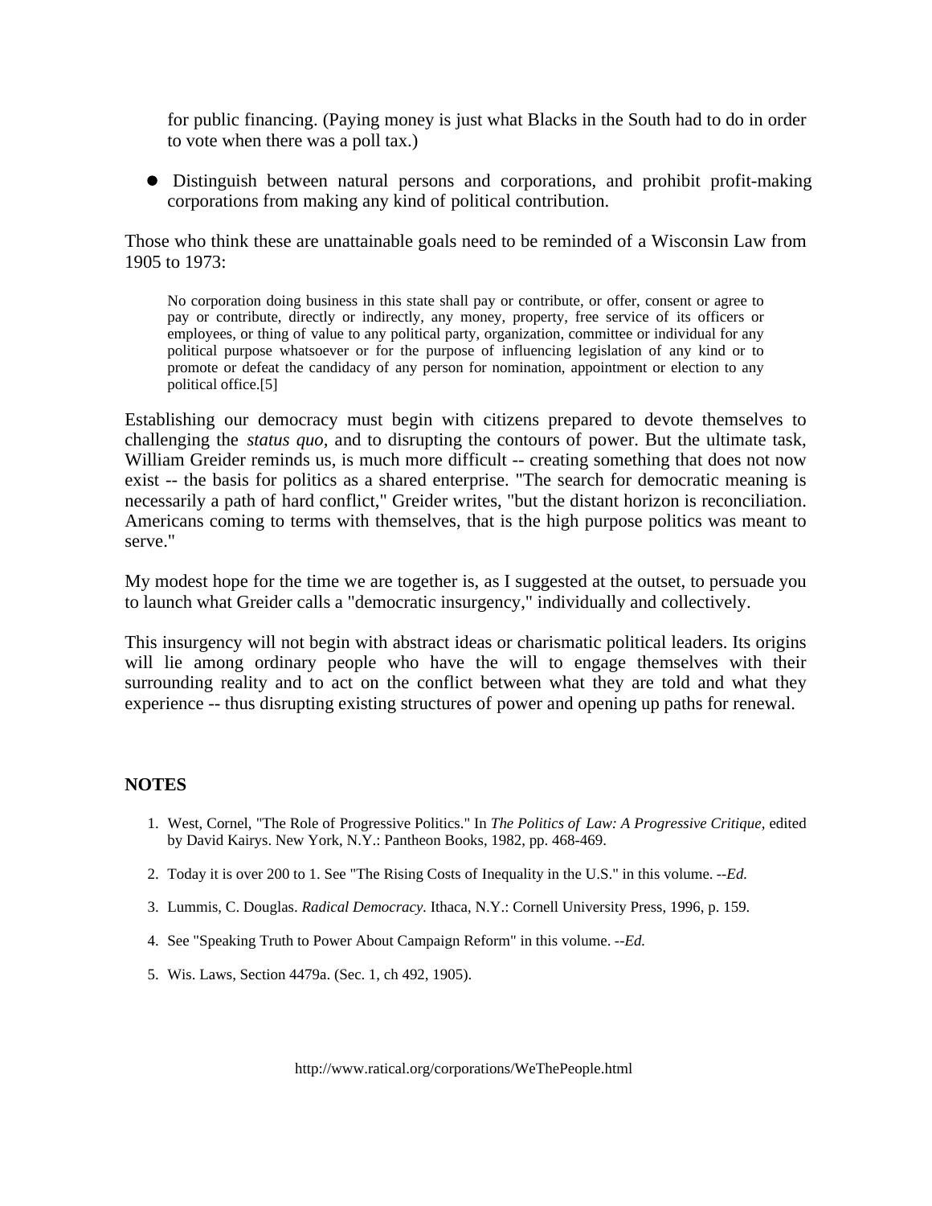for public financing. (Paying money is just what Blacks in the South had to do in order to vote when there was a poll tax.)

- Distinguish between natural persons and corporations, and prohibit profit-making corporations from making any kind of political contribution.

Those who think these are unattainable goals need to be reminded of a Wisconsin Law from 1905 to 1973:

> No corporation doing business in this state shall pay or contribute, or offer, consent or agree to pay or contribute, directly or indirectly, any money, property, free service of its officers or employees, or thing of value to any political party, organization, committee or individual for any political purpose whatsoever or for the purpose of influencing legislation of any kind or to promote or defeat the candidacy of any person for nomination, appointment or election to any political office.[5]

Establishing our democracy must begin with citizens prepared to devote themselves to challenging the *status quo*, and to disrupting the contours of power. But the ultimate task, William Greider reminds us, is much more difficult -- creating something that does not now exist -- the basis for politics as a shared enterprise. "The search for democratic meaning is necessarily a path of hard conflict," Greider writes, "but the distant horizon is reconciliation. Americans coming to terms with themselves, that is the high purpose politics was meant to serve."

My modest hope for the time we are together is, as I suggested at the outset, to persuade you to launch what Greider calls a "democratic insurgency," individually and collectively.

This insurgency will not begin with abstract ideas or charismatic political leaders. Its origins will lie among ordinary people who have the will to engage themselves with their surrounding reality and to act on the conflict between what they are told and what they experience -- thus disrupting existing structures of power and opening up paths for renewal.

**NOTES**

1. West, Cornel, "The Role of Progressive Politics." In *The Politics of Law: A Progressive Critique*, edited by David Kairys. New York, N.Y.: Pantheon Books, 1982, pp. 468-469.
2. Today it is over 200 to 1. See "The Rising Costs of Inequality in the U.S." in this volume. --*Ed.*
3. Lummis, C. Douglas. *Radical Democracy*. Ithaca, N.Y.: Cornell University Press, 1996, p. 159.
4. See "Speaking Truth to Power About Campaign Reform" in this volume. --*Ed.*
5. Wis. Laws, Section 4479a. (Sec. 1, ch 492, 1905).

http://www.ratical.org/corporations/WeThePeople.html